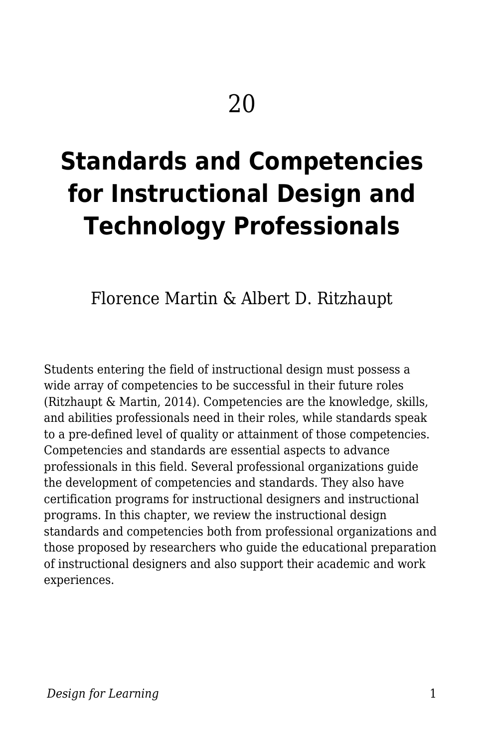20

# Standards and Competencies for Instructional Design and Technology Professionals

Florence Martin & Albert D. Ritzhaupt

Students entering the field of instructional design must possess a wide array of competencies to be successful in their future roles (Ritzhaupt & Martin, 2014). Competencies are the knowledge, skills, and abilities professionals need in their roles, while standards speak to a pre-defined level of quality or attainment of those competencies. Competencies and standards are essential aspects to advance professionals in this field. Several professional organizations guide the development of competencies and standards. They also have certification programs for instructional designers and instructional programs. In this chapter, we review the instructional design standards and competencies both from professional organizations and those proposed by researchers who guide the educational preparation of instructional designers and also support their academic and work experiences.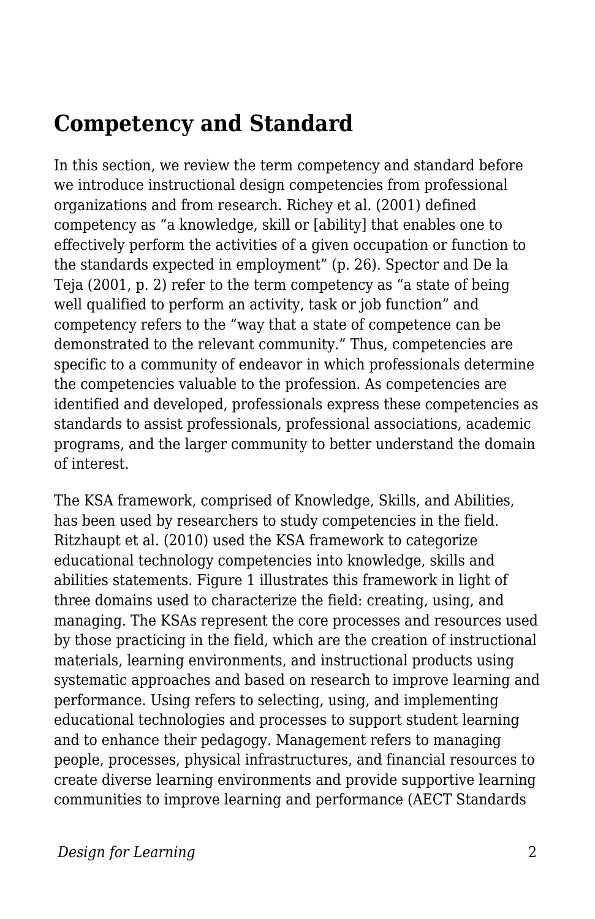## Competency and Standard

In this section, we review the term competency and standard before we introduce instructional design competencies from professional organizations and from research. Richey et al. (2001) defined competency as “a knowledge, skill or [ability] that enables one to effectively perform the activities of a given occupation or function to the standards expected in employment” (p. 26). Spector and De la Teja (2001, p. 2) refer to the term competency as “a state of being well qualified to perform an activity, task or job function” and competency refers to the “way that a state of competence can be demonstrated to the relevant community.” Thus, competencies are specific to a community of endeavor in which professionals determine the competencies valuable to the profession. As competencies are identified and developed, professionals express these competencies as standards to assist professionals, professional associations, academic programs, and the larger community to better understand the domain of interest.

The KSA framework, comprised of Knowledge, Skills, and Abilities, has been used by researchers to study competencies in the field. Ritzhaupt et al. (2010) used the KSA framework to categorize educational technology competencies into knowledge, skills and abilities statements. Figure 1 illustrates this framework in light of three domains used to characterize the field: creating, using, and managing. The KSAs represent the core processes and resources used by those practicing in the field, which are the creation of instructional materials, learning environments, and instructional products using systematic approaches and based on research to improve learning and performance. Using refers to selecting, using, and implementing educational technologies and processes to support student learning and to enhance their pedagogy. Management refers to managing people, processes, physical infrastructures, and financial resources to create diverse learning environments and provide supportive learning communities to improve learning and performance (AECT Standards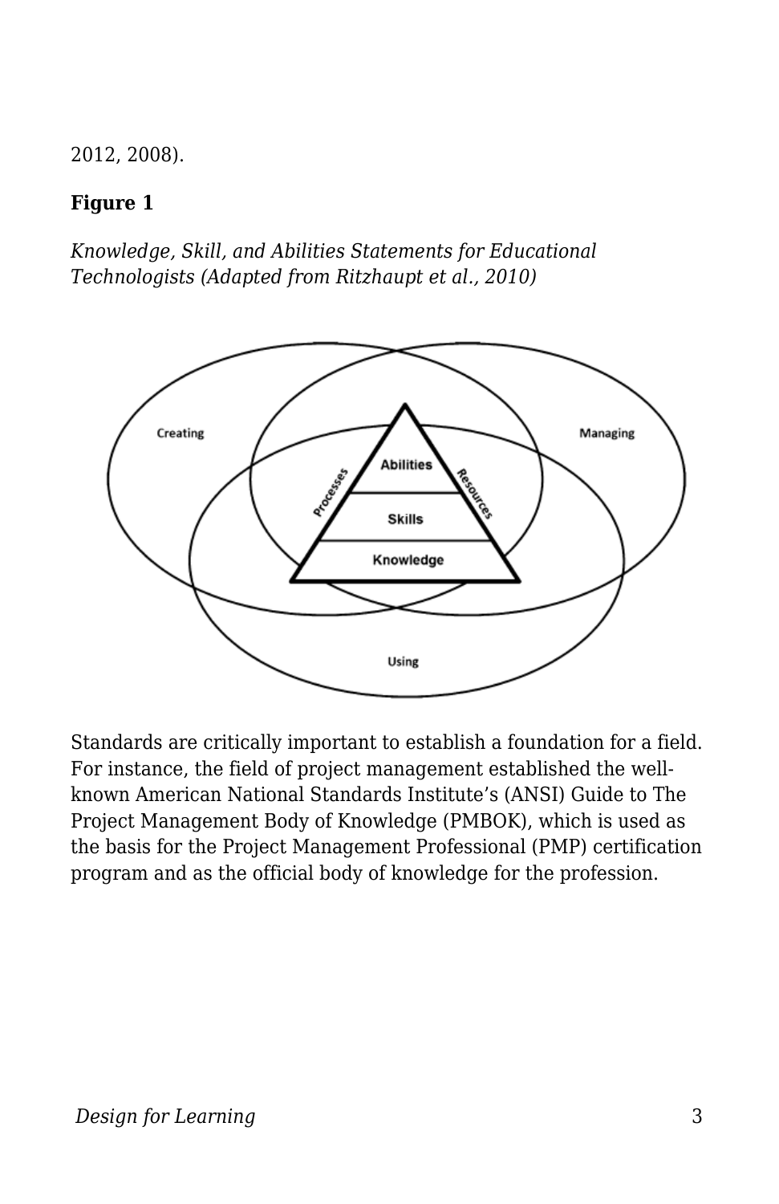2012, 2008).

**Figure 1**

*Knowledge, Skill, and Abilities Statements for Educational Technologists (Adapted from Ritzhaupt et al., 2010)*

Standards are critically important to establish a foundation for a field. For instance, the field of project management established the well-known American National Standards Institute's (ANSI) Guide to The Project Management Body of Knowledge (PMBOK), which is used as the basis for the Project Management Professional (PMP) certification program and as the official body of knowledge for the profession.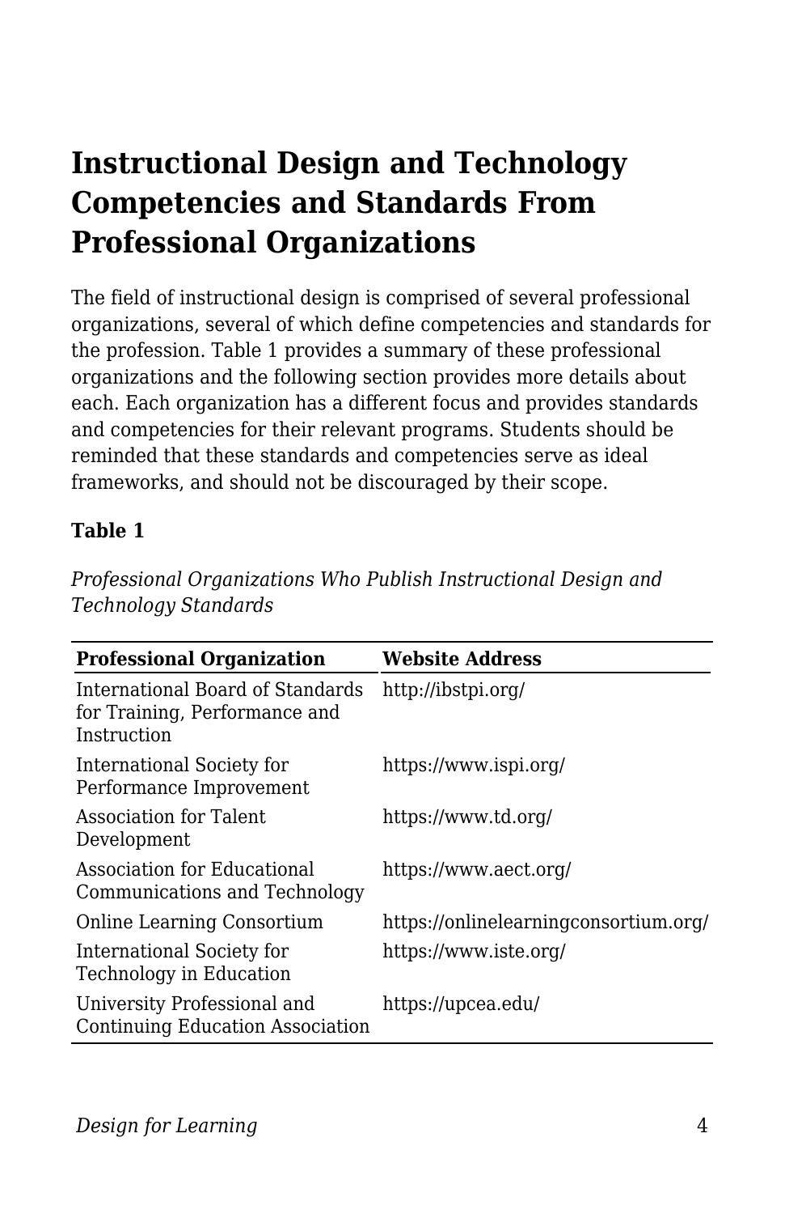# Instructional Design and Technology Competencies and Standards From Professional Organizations

The field of instructional design is comprised of several professional organizations, several of which define competencies and standards for the profession. Table 1 provides a summary of these professional organizations and the following section provides more details about each. Each organization has a different focus and provides standards and competencies for their relevant programs. Students should be reminded that these standards and competencies serve as ideal frameworks, and should not be discouraged by their scope.

**Table 1**

*Professional Organizations Who Publish Instructional Design and Technology Standards*

| Professional Organization | Website Address |
|---|---|
| International Board of Standards for Training, Performance and Instruction | http://ibstpi.org/ |
| International Society for Performance Improvement | https://www.ispi.org/ |
| Association for Talent Development | https://www.td.org/ |
| Association for Educational Communications and Technology | https://www.aect.org/ |
| Online Learning Consortium | https://onlinelearningconsortium.org/ |
| International Society for Technology in Education | https://www.iste.org/ |
| University Professional and Continuing Education Association | https://upcea.edu/ |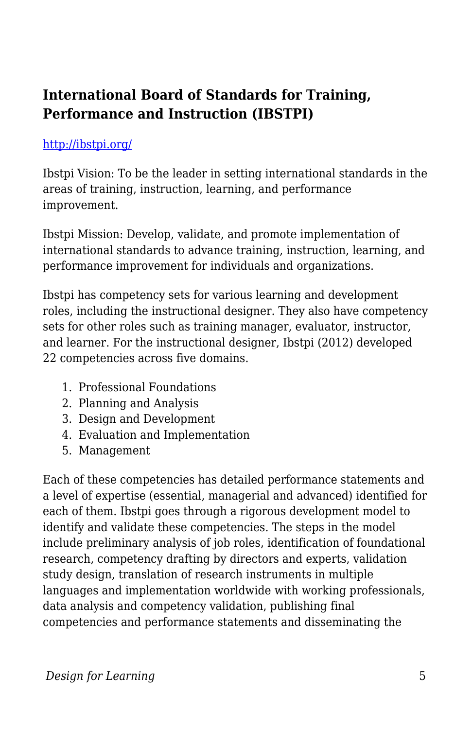## International Board of Standards for Training, Performance and Instruction (IBSTPI)

[http://ibstpi.org/](http://ibstpi.org/)

Ibstpi Vision: To be the leader in setting international standards in the areas of training, instruction, learning, and performance improvement.

Ibstpi Mission: Develop, validate, and promote implementation of international standards to advance training, instruction, learning, and performance improvement for individuals and organizations.

Ibstpi has competency sets for various learning and development roles, including the instructional designer. They also have competency sets for other roles such as training manager, evaluator, instructor, and learner. For the instructional designer, Ibstpi (2012) developed 22 competencies across five domains.

1. Professional Foundations
2. Planning and Analysis
3. Design and Development
4. Evaluation and Implementation
5. Management

Each of these competencies has detailed performance statements and a level of expertise (essential, managerial and advanced) identified for each of them. Ibstpi goes through a rigorous development model to identify and validate these competencies. The steps in the model include preliminary analysis of job roles, identification of foundational research, competency drafting by directors and experts, validation study design, translation of research instruments in multiple languages and implementation worldwide with working professionals, data analysis and competency validation, publishing final competencies and performance statements and disseminating the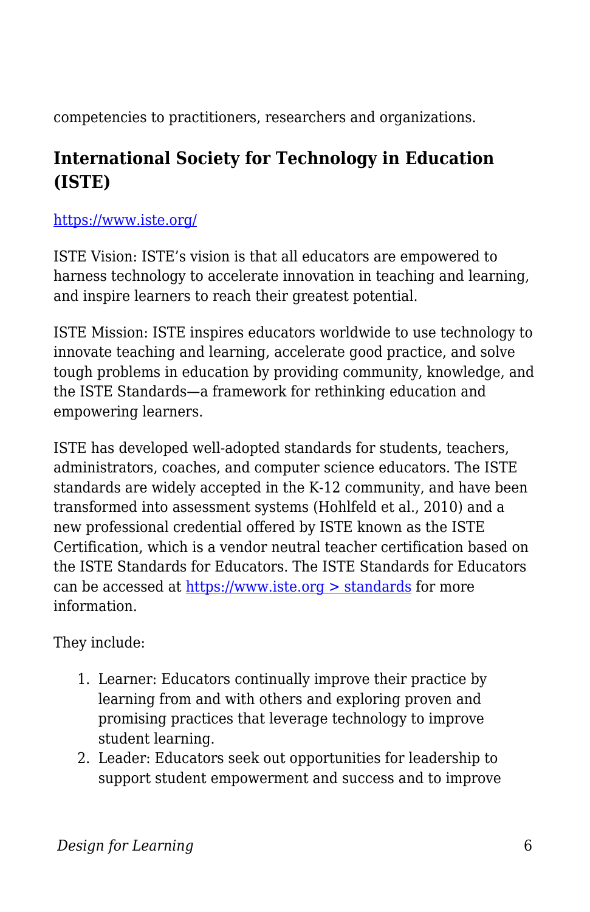competencies to practitioners, researchers and organizations.

### International Society for Technology in Education (ISTE)

[https://www.iste.org/](https://www.iste.org/)

ISTE Vision: ISTE's vision is that all educators are empowered to harness technology to accelerate innovation in teaching and learning, and inspire learners to reach their greatest potential.

ISTE Mission: ISTE inspires educators worldwide to use technology to innovate teaching and learning, accelerate good practice, and solve tough problems in education by providing community, knowledge, and the ISTE Standards—a framework for rethinking education and empowering learners.

ISTE has developed well-adopted standards for students, teachers, administrators, coaches, and computer science educators. The ISTE standards are widely accepted in the K-12 community, and have been transformed into assessment systems (Hohlfeld et al., 2010) and a new professional credential offered by ISTE known as the ISTE Certification, which is a vendor neutral teacher certification based on the ISTE Standards for Educators. The ISTE Standards for Educators can be accessed at [https://www.iste.org > standards](https://www.iste.org/standards) for more information.

They include:

1. Learner: Educators continually improve their practice by learning from and with others and exploring proven and promising practices that leverage technology to improve student learning.
2. Leader: Educators seek out opportunities for leadership to support student empowerment and success and to improve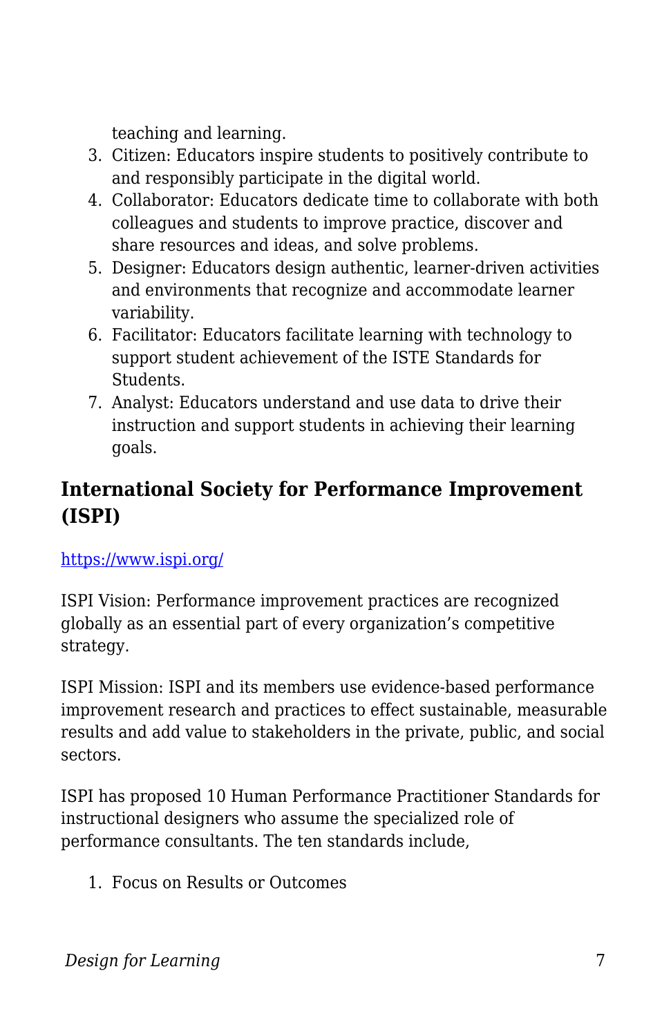teaching and learning.

3. Citizen: Educators inspire students to positively contribute to and responsibly participate in the digital world.
4. Collaborator: Educators dedicate time to collaborate with both colleagues and students to improve practice, discover and share resources and ideas, and solve problems.
5. Designer: Educators design authentic, learner-driven activities and environments that recognize and accommodate learner variability.
6. Facilitator: Educators facilitate learning with technology to support student achievement of the ISTE Standards for Students.
7. Analyst: Educators understand and use data to drive their instruction and support students in achieving their learning goals.

### International Society for Performance Improvement (ISPI)

[https://www.ispi.org/](https://www.ispi.org/)

ISPI Vision: Performance improvement practices are recognized globally as an essential part of every organization's competitive strategy.

ISPI Mission: ISPI and its members use evidence-based performance improvement research and practices to effect sustainable, measurable results and add value to stakeholders in the private, public, and social sectors.

ISPI has proposed 10 Human Performance Practitioner Standards for instructional designers who assume the specialized role of performance consultants. The ten standards include,

1. Focus on Results or Outcomes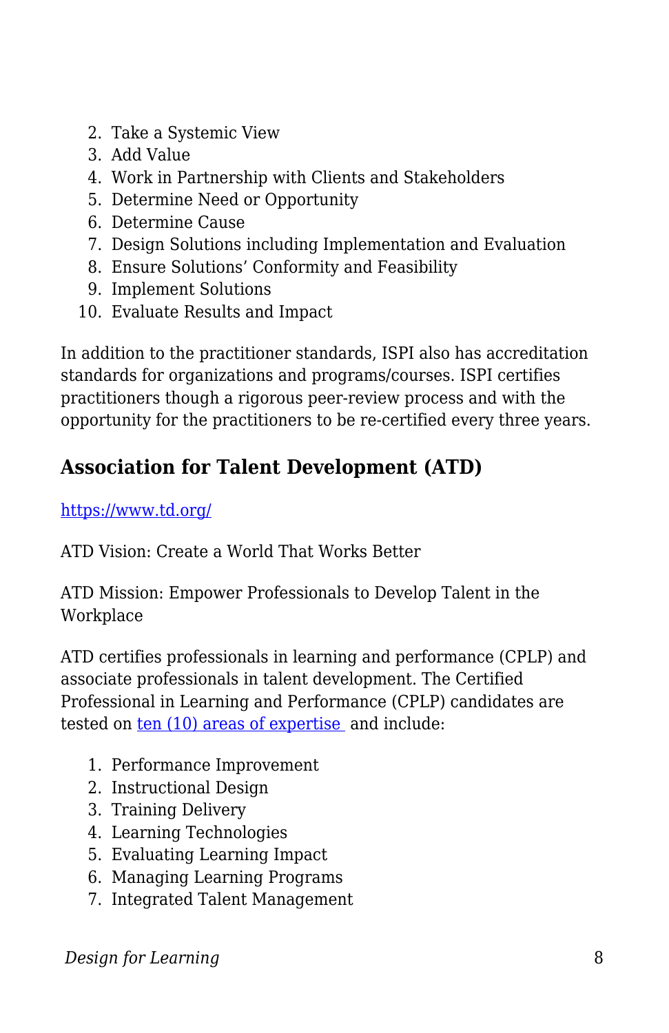2. Take a Systemic View
3. Add Value
4. Work in Partnership with Clients and Stakeholders
5. Determine Need or Opportunity
6. Determine Cause
7. Design Solutions including Implementation and Evaluation
8. Ensure Solutions' Conformity and Feasibility
9. Implement Solutions
10. Evaluate Results and Impact

In addition to the practitioner standards, ISPI also has accreditation standards for organizations and programs/courses. ISPI certifies practitioners though a rigorous peer-review process and with the opportunity for the practitioners to be re-certified every three years.

### Association for Talent Development (ATD)

[https://www.td.org/](https://www.td.org/)

ATD Vision: Create a World That Works Better

ATD Mission: Empower Professionals to Develop Talent in the Workplace

ATD certifies professionals in learning and performance (CPLP) and associate professionals in talent development. The Certified Professional in Learning and Performance (CPLP) candidates are tested on [ten (10) areas of expertise](#) and include:

1. Performance Improvement
2. Instructional Design
3. Training Delivery
4. Learning Technologies
5. Evaluating Learning Impact
6. Managing Learning Programs
7. Integrated Talent Management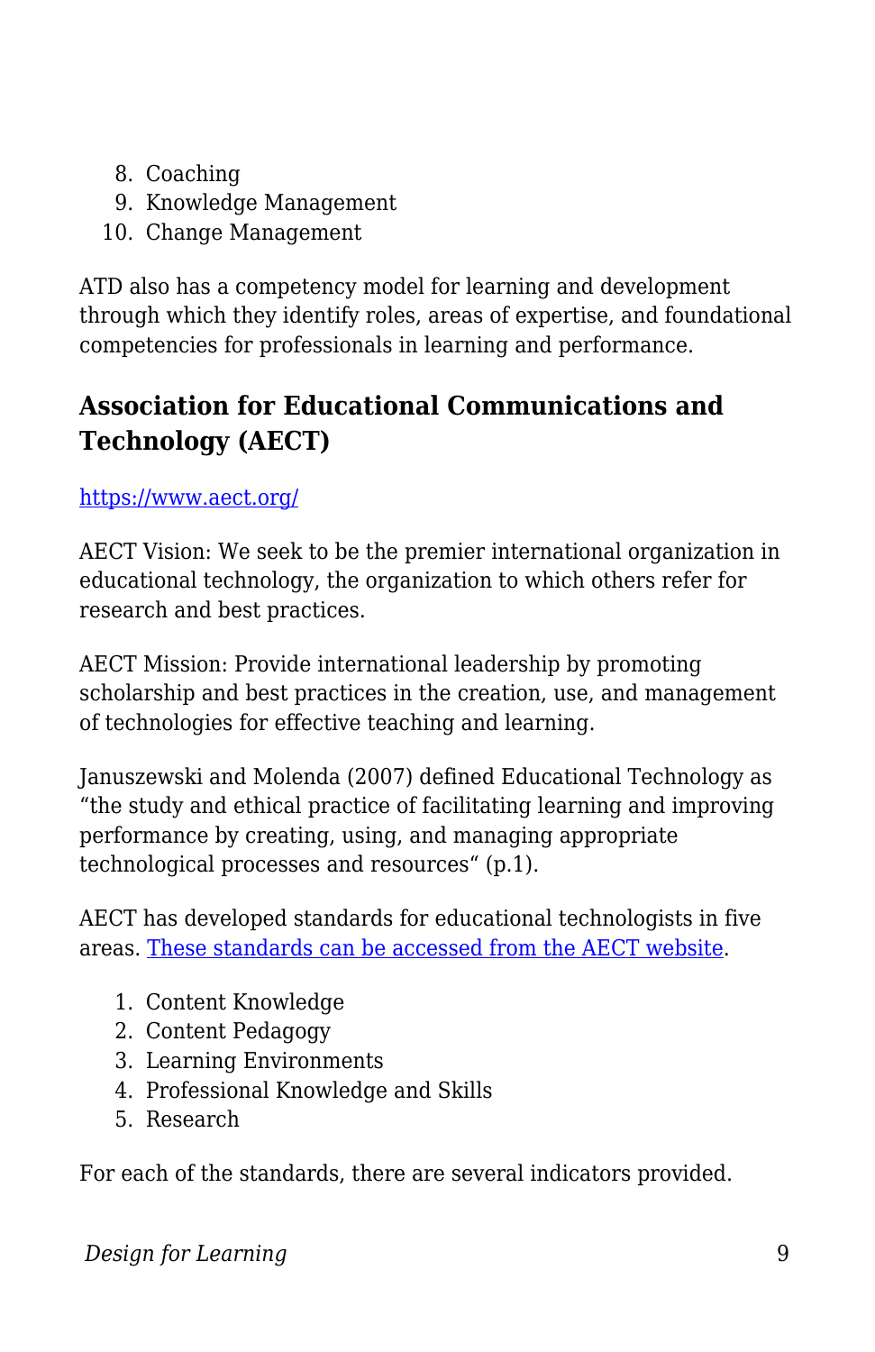8. Coaching
9. Knowledge Management
10. Change Management

ATD also has a competency model for learning and development through which they identify roles, areas of expertise, and foundational competencies for professionals in learning and performance.

### Association for Educational Communications and Technology (AECT)

[https://www.aect.org/](https://www.aect.org/)

AECT Vision: We seek to be the premier international organization in educational technology, the organization to which others refer for research and best practices.

AECT Mission: Provide international leadership by promoting scholarship and best practices in the creation, use, and management of technologies for effective teaching and learning.

Januszewski and Molenda (2007) defined Educational Technology as "the study and ethical practice of facilitating learning and improving performance by creating, using, and managing appropriate technological processes and resources" (p.1).

AECT has developed standards for educational technologists in five areas. These standards can be accessed from the AECT website.

1. Content Knowledge
2. Content Pedagogy
3. Learning Environments
4. Professional Knowledge and Skills
5. Research

For each of the standards, there are several indicators provided.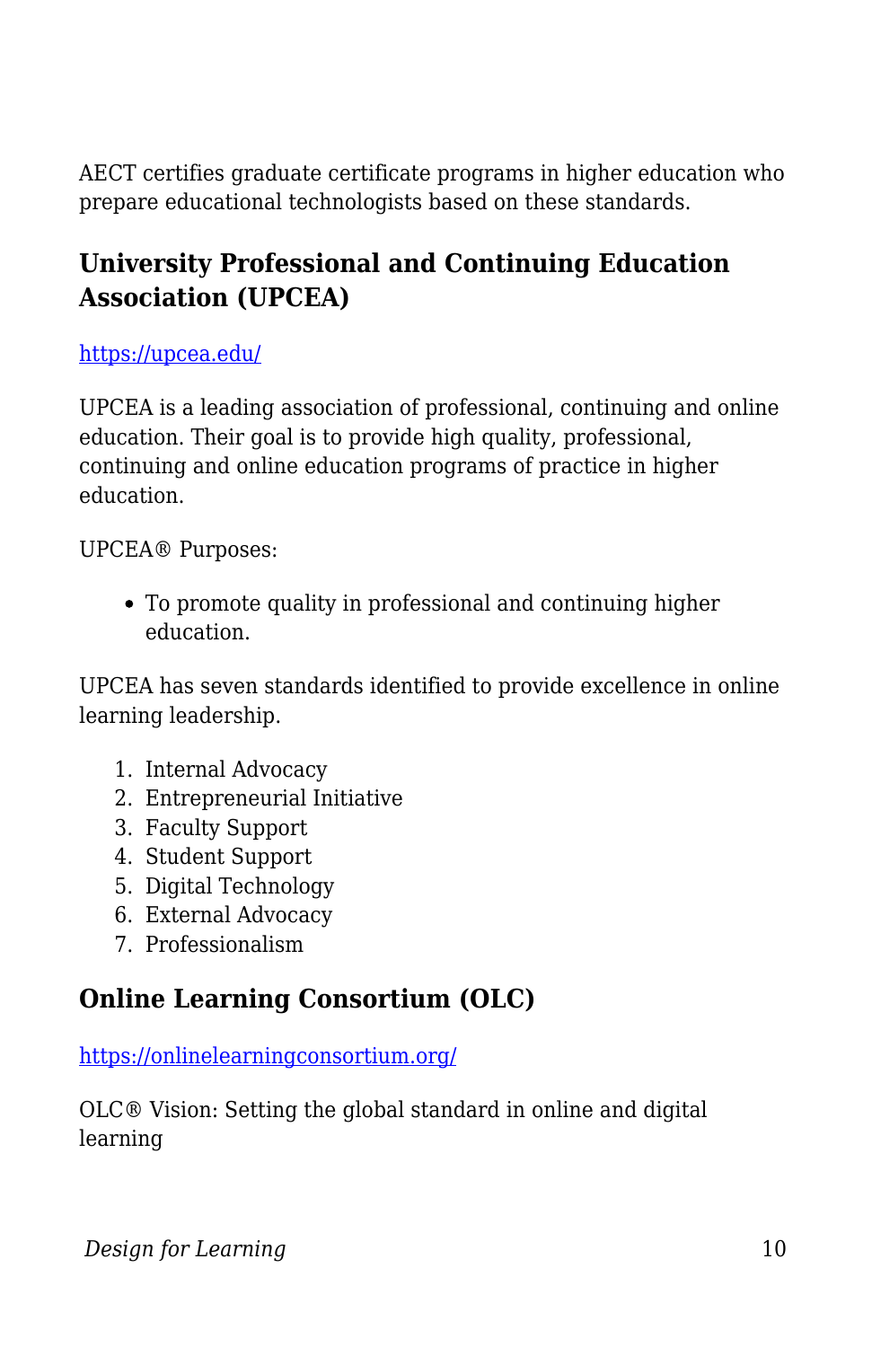AECT certifies graduate certificate programs in higher education who prepare educational technologists based on these standards.

### University Professional and Continuing Education Association (UPCEA)

[https://upcea.edu/](https://upcea.edu/)

UPCEA is a leading association of professional, continuing and online education. Their goal is to provide high quality, professional, continuing and online education programs of practice in higher education.

UPCEA® Purposes:

- To promote quality in professional and continuing higher education.

UPCEA has seven standards identified to provide excellence in online learning leadership.

1. Internal Advocacy
2. Entrepreneurial Initiative
3. Faculty Support
4. Student Support
5. Digital Technology
6. External Advocacy
7. Professionalism

### Online Learning Consortium (OLC)

[https://onlinelearningconsortium.org/](https://onlinelearningconsortium.org/)

OLC® Vision: Setting the global standard in online and digital learning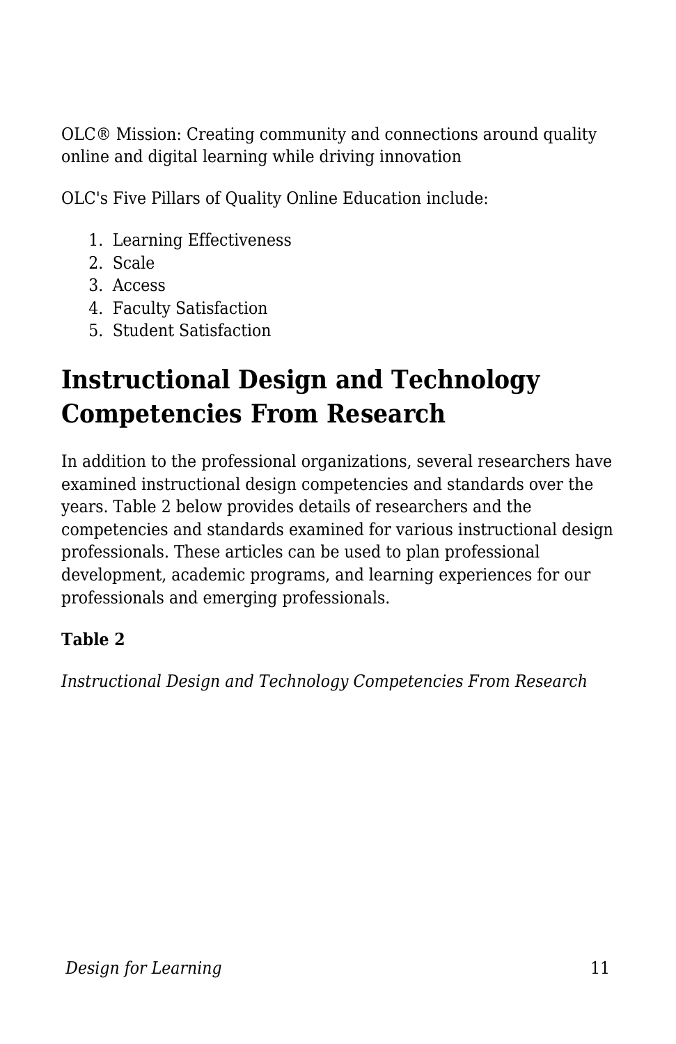OLC® Mission: Creating community and connections around quality online and digital learning while driving innovation

OLC's Five Pillars of Quality Online Education include:

1. Learning Effectiveness
2. Scale
3. Access
4. Faculty Satisfaction
5. Student Satisfaction

## Instructional Design and Technology Competencies From Research

In addition to the professional organizations, several researchers have examined instructional design competencies and standards over the years. Table 2 below provides details of researchers and the competencies and standards examined for various instructional design professionals. These articles can be used to plan professional development, academic programs, and learning experiences for our professionals and emerging professionals.

**Table 2**

*Instructional Design and Technology Competencies From Research*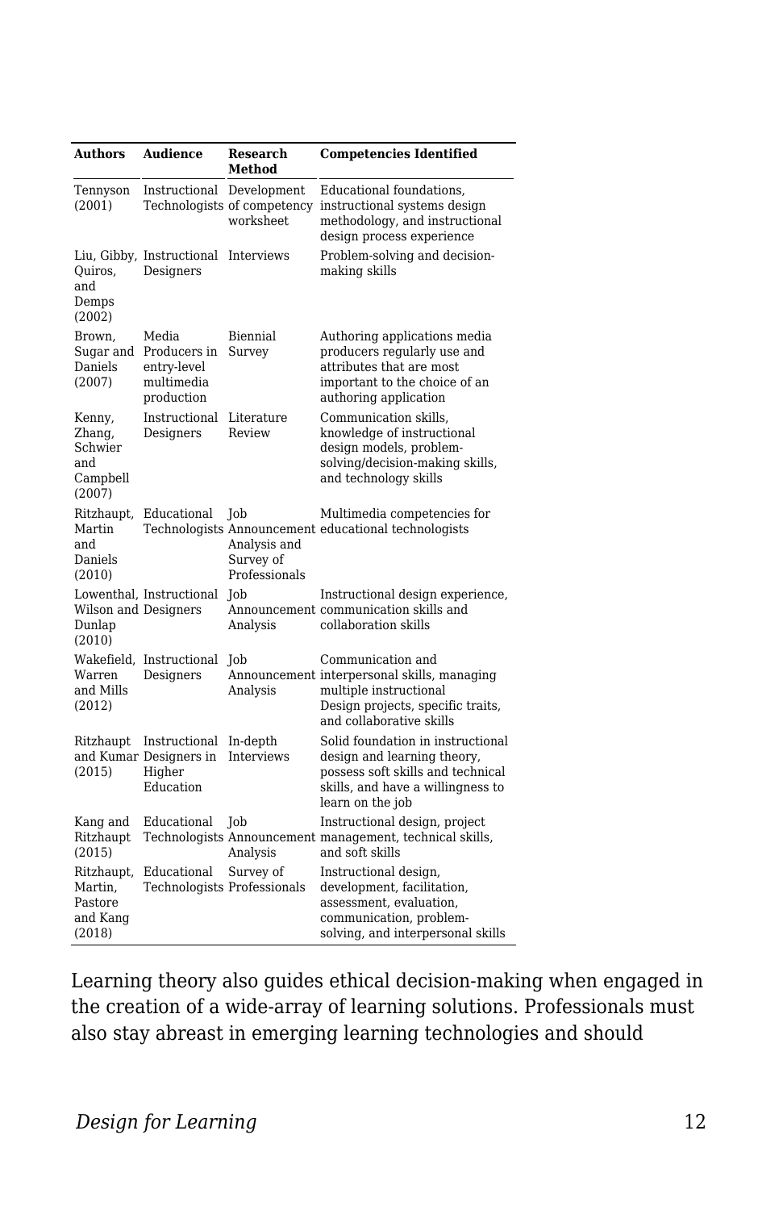| Authors | Audience | Research Method | Competencies Identified |
| --- | --- | --- | --- |
| Tennyson (2001) | Instructional Technologists | Development of competency worksheet | Educational foundations, instructional systems design methodology, and instructional design process experience |
| Liu, Gibby, Quiros, and Demps (2002) | Instructional Designers | Interviews | Problem-solving and decision-making skills |
| Brown, Sugar and Daniels (2007) | Media Producers in entry-level multimedia production | Biennial Survey | Authoring applications media producers regularly use and attributes that are most important to the choice of an authoring application |
| Kenny, Zhang, Schwier and Campbell (2007) | Instructional Designers | Literature Review | Communication skills, knowledge of instructional design models, problem-solving/decision-making skills, and technology skills |
| Ritzhaupt, Martin and Daniels (2010) | Educational Technologists | Job Announcement Analysis and Survey of Professionals | Multimedia competencies for educational technologists |
| Lowenthal, Wilson and Dunlap (2010) | Instructional Designers | Job Announcement Analysis | Instructional design experience, communication skills and collaboration skills |
| Wakefield, Warren and Mills (2012) | Instructional Designers | Job Announcement Analysis | Communication and interpersonal skills, managing multiple instructional Design projects, specific traits, and collaborative skills |
| Ritzhaupt and Kumar (2015) | Instructional Designers in Higher Education | In-depth Interviews | Solid foundation in instructional design and learning theory, possess soft skills and technical skills, and have a willingness to learn on the job |
| Kang and Ritzhaupt (2015) | Educational Technologists | Job Announcement Analysis | Instructional design, project management, technical skills, and soft skills |
| Ritzhaupt, Martin, Pastore and Kang (2018) | Educational Technologists | Survey of Professionals | Instructional design, development, facilitation, assessment, evaluation, communication, problem-solving, and interpersonal skills |

Learning theory also guides ethical decision-making when engaged in the creation of a wide-array of learning solutions. Professionals must also stay abreast in emerging learning technologies and should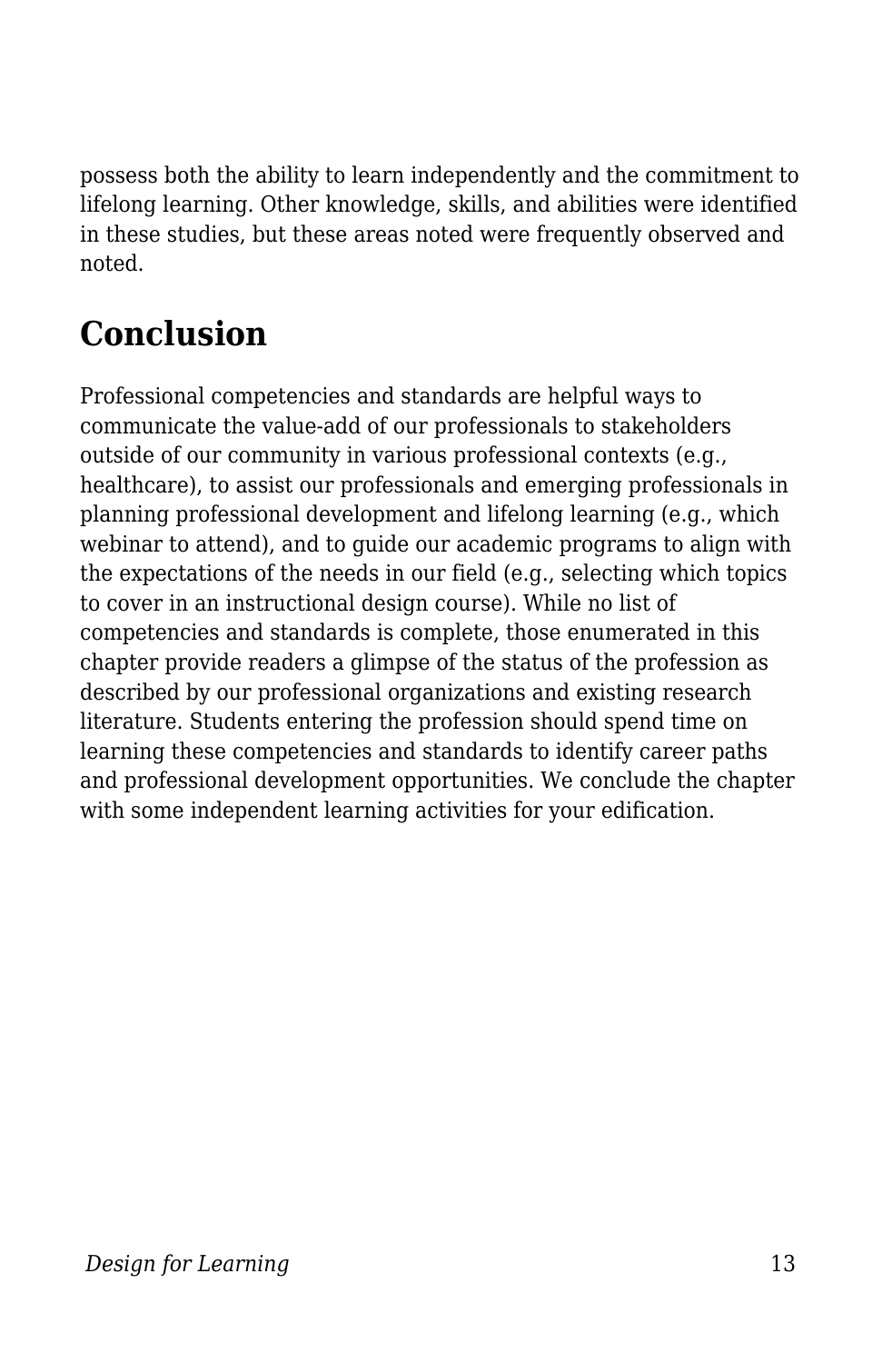possess both the ability to learn independently and the commitment to lifelong learning. Other knowledge, skills, and abilities were identified in these studies, but these areas noted were frequently observed and noted.

## Conclusion

Professional competencies and standards are helpful ways to communicate the value-add of our professionals to stakeholders outside of our community in various professional contexts (e.g., healthcare), to assist our professionals and emerging professionals in planning professional development and lifelong learning (e.g., which webinar to attend), and to guide our academic programs to align with the expectations of the needs in our field (e.g., selecting which topics to cover in an instructional design course). While no list of competencies and standards is complete, those enumerated in this chapter provide readers a glimpse of the status of the profession as described by our professional organizations and existing research literature. Students entering the profession should spend time on learning these competencies and standards to identify career paths and professional development opportunities. We conclude the chapter with some independent learning activities for your edification.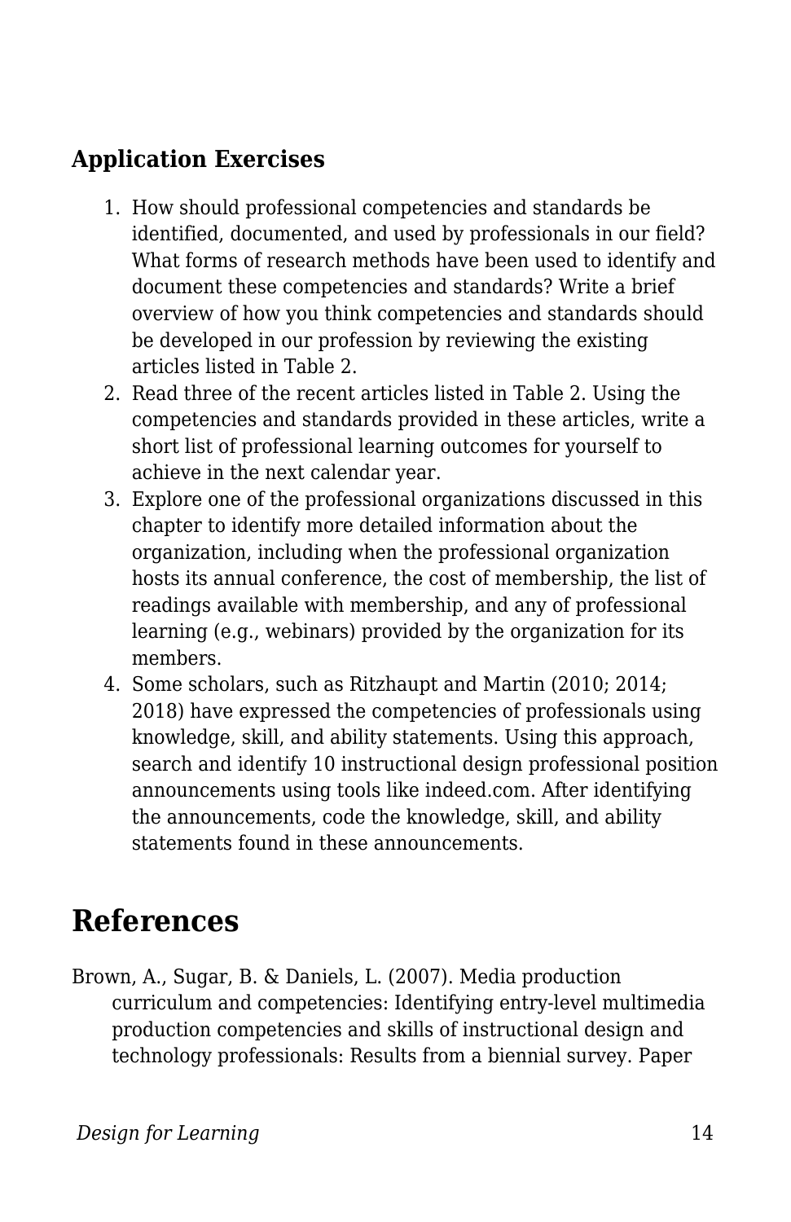### Application Exercises

1. How should professional competencies and standards be identified, documented, and used by professionals in our field? What forms of research methods have been used to identify and document these competencies and standards? Write a brief overview of how you think competencies and standards should be developed in our profession by reviewing the existing articles listed in Table 2.
2. Read three of the recent articles listed in Table 2. Using the competencies and standards provided in these articles, write a short list of professional learning outcomes for yourself to achieve in the next calendar year.
3. Explore one of the professional organizations discussed in this chapter to identify more detailed information about the organization, including when the professional organization hosts its annual conference, the cost of membership, the list of readings available with membership, and any of professional learning (e.g., webinars) provided by the organization for its members.
4. Some scholars, such as Ritzhaupt and Martin (2010; 2014; 2018) have expressed the competencies of professionals using knowledge, skill, and ability statements. Using this approach, search and identify 10 instructional design professional position announcements using tools like indeed.com. After identifying the announcements, code the knowledge, skill, and ability statements found in these announcements.

## References

Brown, A., Sugar, B. & Daniels, L. (2007). Media production curriculum and competencies: Identifying entry-level multimedia production competencies and skills of instructional design and technology professionals: Results from a biennial survey. Paper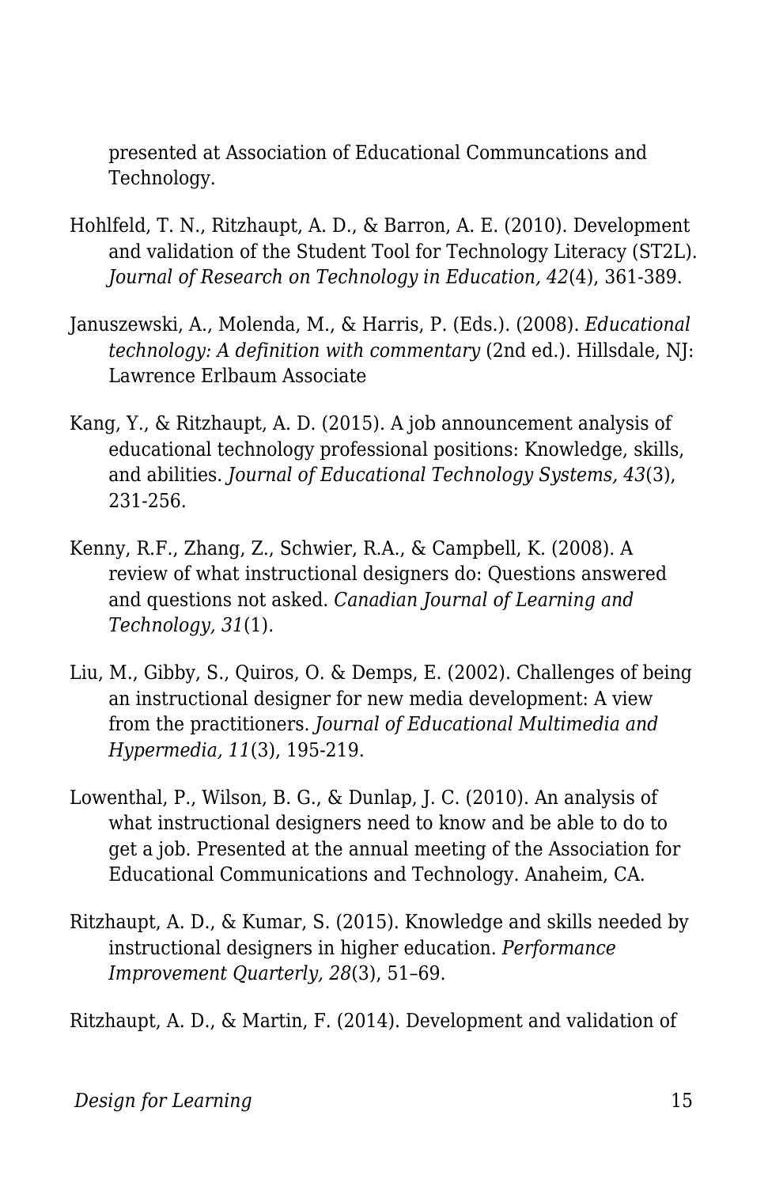presented at Association of Educational Communcations and Technology.

Hohlfeld, T. N., Ritzhaupt, A. D., & Barron, A. E. (2010). Development and validation of the Student Tool for Technology Literacy (ST2L). *Journal of Research on Technology in Education, 42*(4), 361-389.

Januszewski, A., Molenda, M., & Harris, P. (Eds.). (2008). *Educational technology: A definition with commentary* (2nd ed.). Hillsdale, NJ: Lawrence Erlbaum Associate

Kang, Y., & Ritzhaupt, A. D. (2015). A job announcement analysis of educational technology professional positions: Knowledge, skills, and abilities. *Journal of Educational Technology Systems, 43*(3), 231-256.

Kenny, R.F., Zhang, Z., Schwier, R.A., & Campbell, K. (2008). A review of what instructional designers do: Questions answered and questions not asked. *Canadian Journal of Learning and Technology, 31*(1).

Liu, M., Gibby, S., Quiros, O. & Demps, E. (2002). Challenges of being an instructional designer for new media development: A view from the practitioners. *Journal of Educational Multimedia and Hypermedia, 11*(3), 195-219.

Lowenthal, P., Wilson, B. G., & Dunlap, J. C. (2010). An analysis of what instructional designers need to know and be able to do to get a job. Presented at the annual meeting of the Association for Educational Communications and Technology. Anaheim, CA.

Ritzhaupt, A. D., & Kumar, S. (2015). Knowledge and skills needed by instructional designers in higher education. *Performance Improvement Quarterly, 28*(3), 51–69.

Ritzhaupt, A. D., & Martin, F. (2014). Development and validation of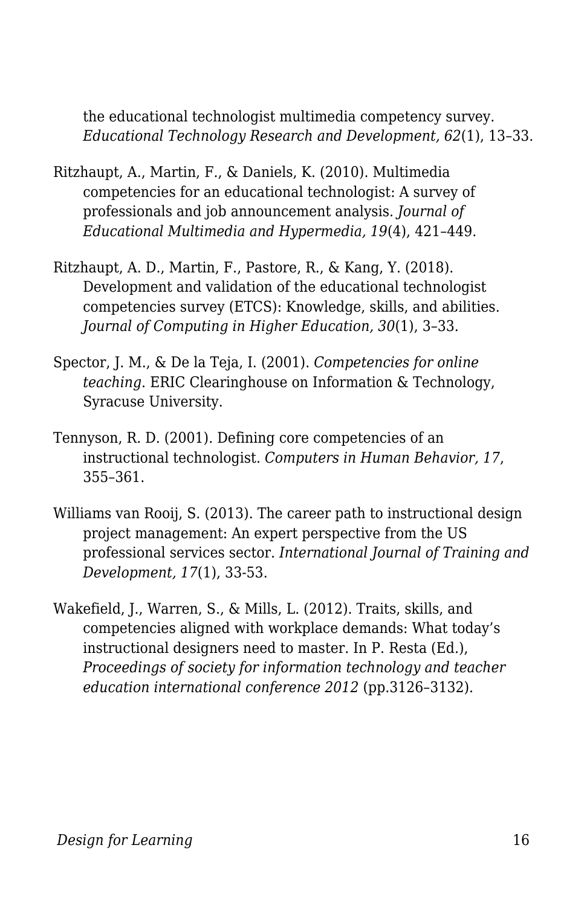the educational technologist multimedia competency survey. *Educational Technology Research and Development, 62*(1), 13–33.

Ritzhaupt, A., Martin, F., & Daniels, K. (2010). Multimedia competencies for an educational technologist: A survey of professionals and job announcement analysis. *Journal of Educational Multimedia and Hypermedia, 19*(4), 421–449.

Ritzhaupt, A. D., Martin, F., Pastore, R., & Kang, Y. (2018). Development and validation of the educational technologist competencies survey (ETCS): Knowledge, skills, and abilities. *Journal of Computing in Higher Education, 30*(1), 3–33.

Spector, J. M., & De la Teja, I. (2001). *Competencies for online teaching*. ERIC Clearinghouse on Information & Technology, Syracuse University.

Tennyson, R. D. (2001). Defining core competencies of an instructional technologist. *Computers in Human Behavior, 17*, 355–361.

Williams van Rooij, S. (2013). The career path to instructional design project management: An expert perspective from the US professional services sector. *International Journal of Training and Development, 17*(1), 33-53.

Wakefield, J., Warren, S., & Mills, L. (2012). Traits, skills, and competencies aligned with workplace demands: What today's instructional designers need to master. In P. Resta (Ed.), *Proceedings of society for information technology and teacher education international conference 2012* (pp.3126–3132).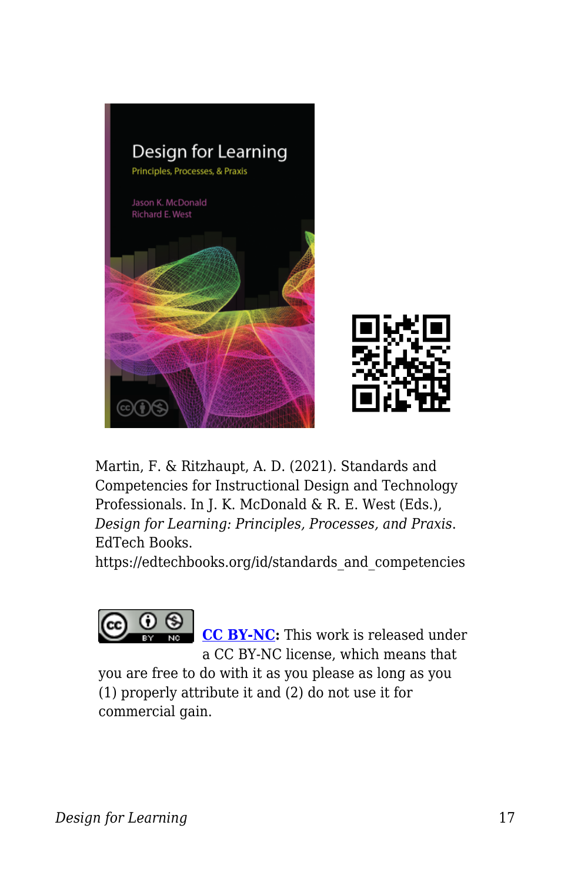Martin, F. & Ritzhaupt, A. D. (2021). Standards and Competencies for Instructional Design and Technology Professionals. In J. K. McDonald & R. E. West (Eds.), *Design for Learning: Principles, Processes, and Praxis*. EdTech Books. https://edtechbooks.org/id/standards_and_competencies

**CC BY-NC:** This work is released under a CC BY-NC license, which means that you are free to do with it as you please as long as you (1) properly attribute it and (2) do not use it for commercial gain.